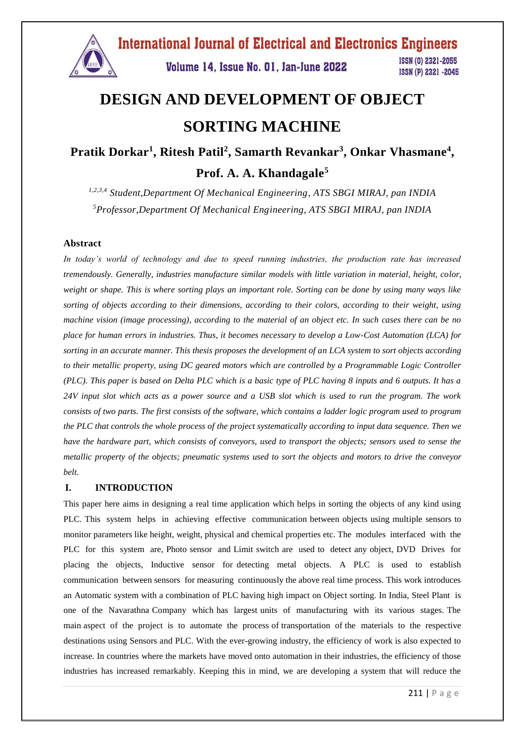# DESIGN AND DEVELOPMENT OF OBJECT SORTING MACHINE

**Pratik Dorkar[1], Ritesh Patil[2], Samarth Revankar[3], Onkar Vhasmane[4], Prof. A. A. Khandagale[5]**

*[1,2,3,4] Student,Department Of Mechanical Engineering, ATS SBGI MIRAJ, pan INDIA*

*[5]Professor,Department Of Mechanical Engineering, ATS SBGI MIRAJ, pan INDIA*

## Abstract

*In today's world of technology and due to speed running industries, the production rate has increased tremendously. Generally, industries manufacture similar models with little variation in material, height, color, weight or shape. This is where sorting plays an important role. Sorting can be done by using many ways like sorting of objects according to their dimensions, according to their colors, according to their weight, using machine vision (image processing), according to the material of an object etc. In such cases there can be no place for human errors in industries. Thus, it becomes necessary to develop a Low-Cost Automation (LCA) for sorting in an accurate manner. This thesis proposes the development of an LCA system to sort objects according to their metallic property, using DC geared motors which are controlled by a Programmable Logic Controller (PLC). This paper is based on Delta PLC which is a basic type of PLC having 8 inputs and 6 outputs. It has a 24V input slot which acts as a power source and a USB slot which is used to run the program. The work consists of two parts. The first consists of the software, which contains a ladder logic program used to program the PLC that controls the whole process of the project systematically according to input data sequence. Then we have the hardware part, which consists of conveyors, used to transport the objects; sensors used to sense the metallic property of the objects; pneumatic systems used to sort the objects and motors to drive the conveyor belt.*

## I. INTRODUCTION

This paper here aims in designing a real time application which helps in sorting the objects of any kind using PLC. This system helps in achieving effective communication between objects using multiple sensors to monitor parameters like height, weight, physical and chemical properties etc. The modules interfaced with the PLC for this system are, Photo sensor and Limit switch are used to detect any object, DVD Drives for placing the objects, Inductive sensor for detecting metal objects. A PLC is used to establish communication between sensors for measuring continuously the above real time process. This work introduces an Automatic system with a combination of PLC having high impact on Object sorting. In India, Steel Plant is one of the Navarathna Company which has largest units of manufacturing with its various stages. The main aspect of the project is to automate the process of transportation of the materials to the respective destinations using Sensors and PLC. With the ever-growing industry, the efficiency of work is also expected to increase. In countries where the markets have moved onto automation in their industries, the efficiency of those industries has increased remarkably. Keeping this in mind, we are developing a system that will reduce the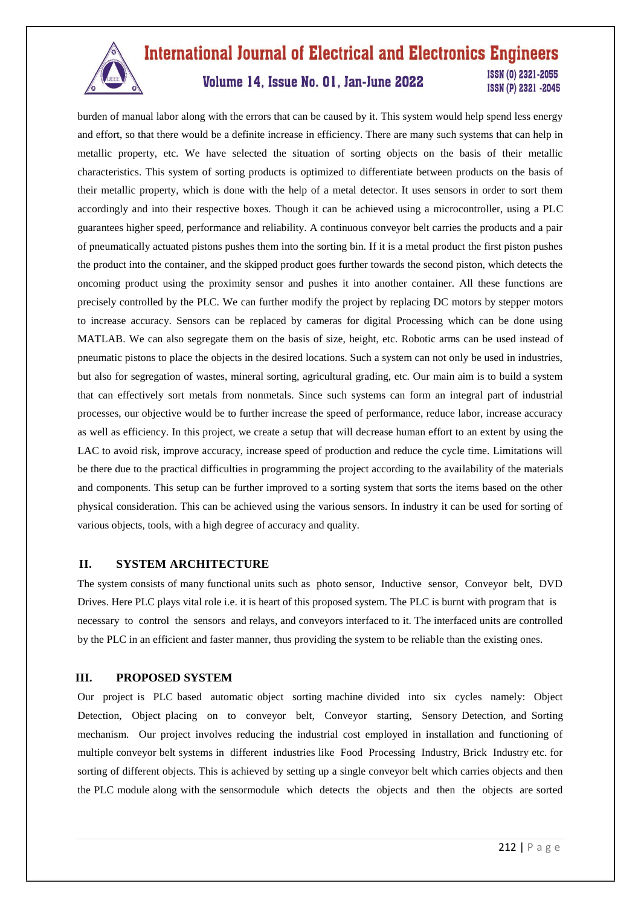burden of manual labor along with the errors that can be caused by it. This system would help spend less energy and effort, so that there would be a definite increase in efficiency. There are many such systems that can help in metallic property, etc. We have selected the situation of sorting objects on the basis of their metallic characteristics. This system of sorting products is optimized to differentiate between products on the basis of their metallic property, which is done with the help of a metal detector. It uses sensors in order to sort them accordingly and into their respective boxes. Though it can be achieved using a microcontroller, using a PLC guarantees higher speed, performance and reliability. A continuous conveyor belt carries the products and a pair of pneumatically actuated pistons pushes them into the sorting bin. If it is a metal product the first piston pushes the product into the container, and the skipped product goes further towards the second piston, which detects the oncoming product using the proximity sensor and pushes it into another container. All these functions are precisely controlled by the PLC. We can further modify the project by replacing DC motors by stepper motors to increase accuracy. Sensors can be replaced by cameras for digital Processing which can be done using MATLAB. We can also segregate them on the basis of size, height, etc. Robotic arms can be used instead of pneumatic pistons to place the objects in the desired locations. Such a system can not only be used in industries, but also for segregation of wastes, mineral sorting, agricultural grading, etc. Our main aim is to build a system that can effectively sort metals from nonmetals. Since such systems can form an integral part of industrial processes, our objective would be to further increase the speed of performance, reduce labor, increase accuracy as well as efficiency. In this project, we create a setup that will decrease human effort to an extent by using the LAC to avoid risk, improve accuracy, increase speed of production and reduce the cycle time. Limitations will be there due to the practical difficulties in programming the project according to the availability of the materials and components. This setup can be further improved to a sorting system that sorts the items based on the other physical consideration. This can be achieved using the various sensors. In industry it can be used for sorting of various objects, tools, with a high degree of accuracy and quality.

## II. SYSTEM ARCHITECTURE

The system consists of many functional units such as photo sensor, Inductive sensor, Conveyor belt, DVD Drives. Here PLC plays vital role i.e. it is heart of this proposed system. The PLC is burnt with program that is necessary to control the sensors and relays, and conveyors interfaced to it. The interfaced units are controlled by the PLC in an efficient and faster manner, thus providing the system to be reliable than the existing ones.

## III. PROPOSED SYSTEM

Our project is PLC based automatic object sorting machine divided into six cycles namely: Object Detection, Object placing on to conveyor belt, Conveyor starting, Sensory Detection, and Sorting mechanism. Our project involves reducing the industrial cost employed in installation and functioning of multiple conveyor belt systems in different industries like Food Processing Industry, Brick Industry etc. for sorting of different objects. This is achieved by setting up a single conveyor belt which carries objects and then the PLC module along with the sensormodule which detects the objects and then the objects are sorted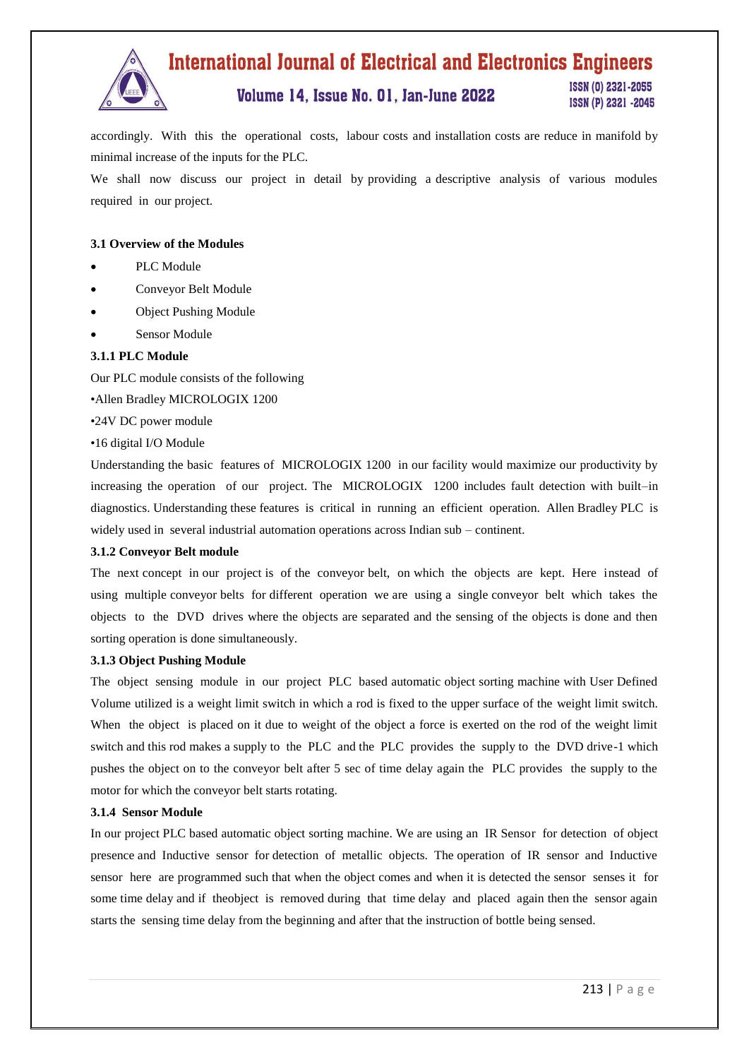accordingly. With this the operational costs, labour costs and installation costs are reduce in manifold by minimal increase of the inputs for the PLC.

We shall now discuss our project in detail by providing a descriptive analysis of various modules required in our project.

### 3.1 Overview of the Modules

- PLC Module
- Conveyor Belt Module
- Object Pushing Module
- Sensor Module

#### 3.1.1 PLC Module

Our PLC module consists of the following

•Allen Bradley MICROLOGIX 1200

•24V DC power module

•16 digital I/O Module

Understanding the basic features of MICROLOGIX 1200 in our facility would maximize our productivity by increasing the operation of our project. The MICROLOGIX 1200 includes fault detection with built–in diagnostics. Understanding these features is critical in running an efficient operation. Allen Bradley PLC is widely used in several industrial automation operations across Indian sub – continent.

#### 3.1.2 Conveyor Belt module

The next concept in our project is of the conveyor belt, on which the objects are kept. Here instead of using multiple conveyor belts for different operation we are using a single conveyor belt which takes the objects to the DVD drives where the objects are separated and the sensing of the objects is done and then sorting operation is done simultaneously.

#### 3.1.3 Object Pushing Module

The object sensing module in our project PLC based automatic object sorting machine with User Defined Volume utilized is a weight limit switch in which a rod is fixed to the upper surface of the weight limit switch. When the object is placed on it due to weight of the object a force is exerted on the rod of the weight limit switch and this rod makes a supply to the PLC and the PLC provides the supply to the DVD drive-1 which pushes the object on to the conveyor belt after 5 sec of time delay again the PLC provides the supply to the motor for which the conveyor belt starts rotating.

#### 3.1.4 Sensor Module

In our project PLC based automatic object sorting machine. We are using an IR Sensor for detection of object presence and Inductive sensor for detection of metallic objects. The operation of IR sensor and Inductive sensor here are programmed such that when the object comes and when it is detected the sensor senses it for some time delay and if theobject is removed during that time delay and placed again then the sensor again starts the sensing time delay from the beginning and after that the instruction of bottle being sensed.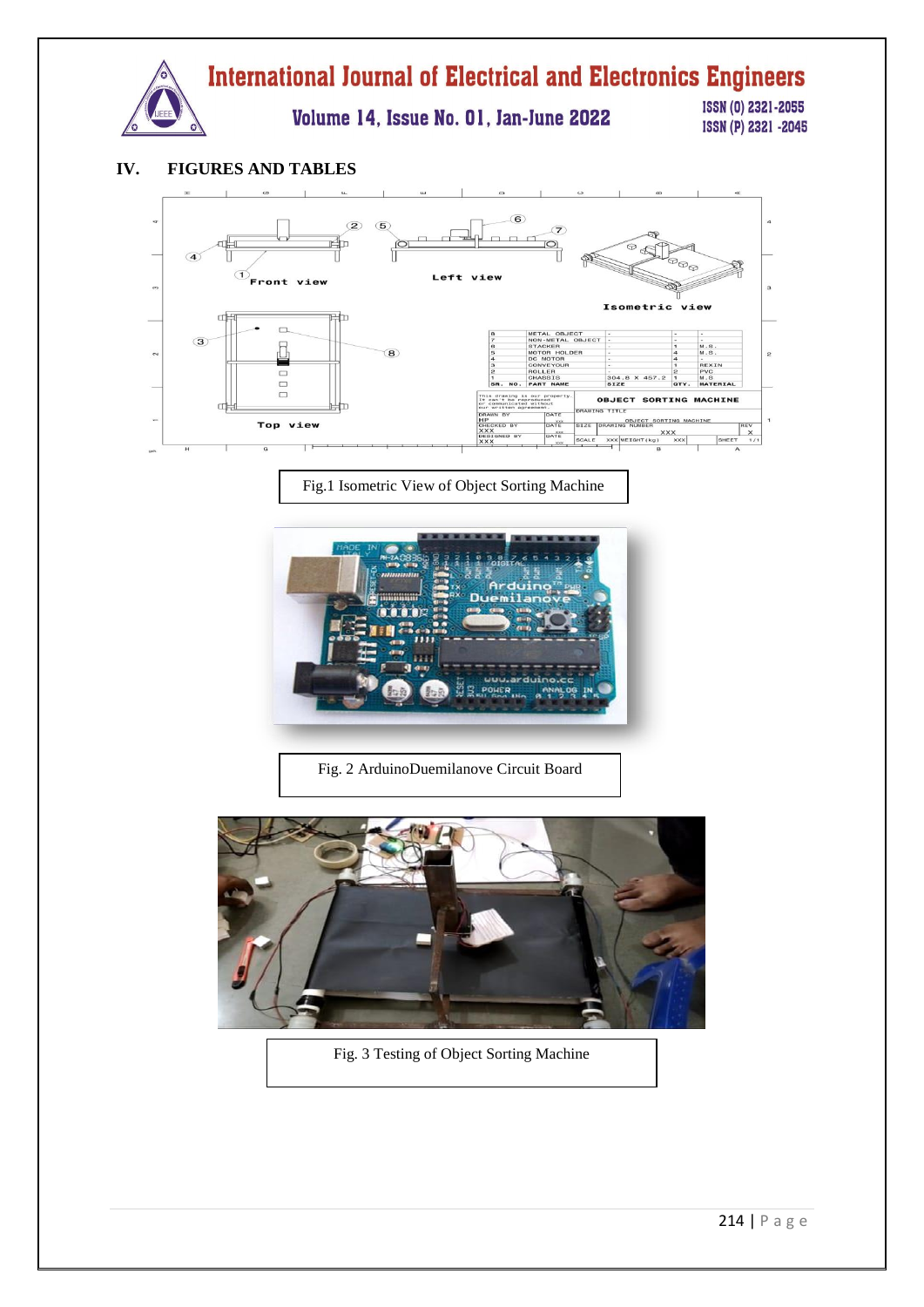## IV. FIGURES AND TABLES

Fig.1 Isometric View of Object Sorting Machine

Fig. 2 ArduinoDuemilanove Circuit Board

Fig. 3 Testing of Object Sorting Machine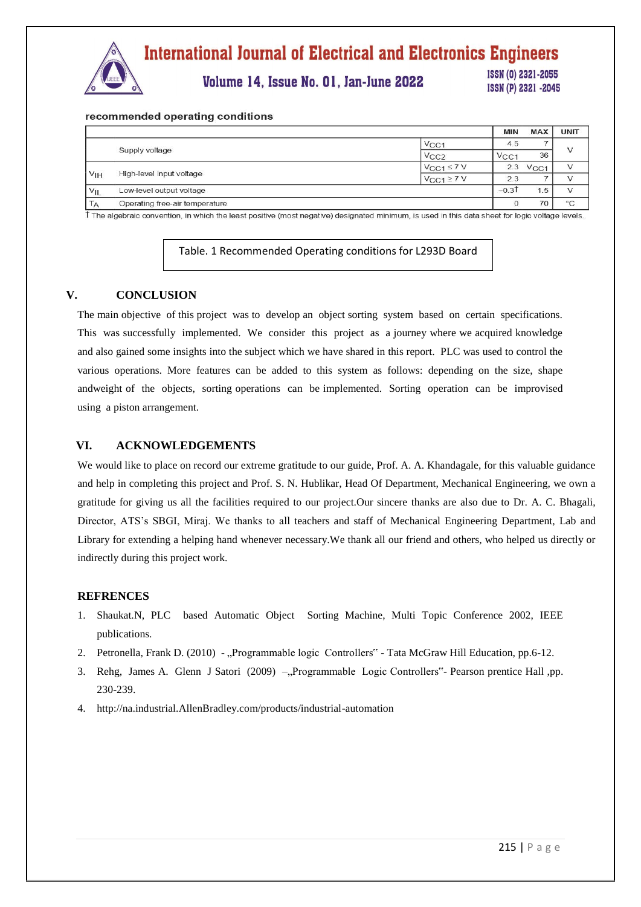**recommended operating conditions**

| | | | MIN | MAX | UNIT |
|---|---|---|---|---|---|
| | Supply voltage | $V_{CC1}$ | 4.5 | 7 | V |
| | | $V_{CC2}$ | $V_{CC1}$ | 36 | |
| $V_{IH}$ | High-level input voltage | $V_{CC1} \le 7$ V | 2.3 | $V_{CC1}$ | V |
| | | $V_{CC1} \ge 7$ V | 2.3 | 7 | V |
| $V_{IL}$ | Low-level output voltage | | −0.3† | 1.5 | V |
| $T_A$ | Operating free-air temperature | | 0 | 70 | °C |

† The algebraic convention, in which the least positive (most negative) designated minimum, is used in this data sheet for logic voltage levels.

Table. 1 Recommended Operating conditions for L293D Board

## V. CONCLUSION

The main objective of this project was to develop an object sorting system based on certain specifications. This was successfully implemented. We consider this project as a journey where we acquired knowledge and also gained some insights into the subject which we have shared in this report. PLC was used to control the various operations. More features can be added to this system as follows: depending on the size, shape andweight of the objects, sorting operations can be implemented. Sorting operation can be improvised using a piston arrangement.

## VI. ACKNOWLEDGEMENTS

We would like to place on record our extreme gratitude to our guide, Prof. A. A. Khandagale, for this valuable guidance and help in completing this project and Prof. S. N. Hublikar, Head Of Department, Mechanical Engineering, we own a gratitude for giving us all the facilities required to our project.Our sincere thanks are also due to Dr. A. C. Bhagali, Director, ATS's SBGI, Miraj. We thanks to all teachers and staff of Mechanical Engineering Department, Lab and Library for extending a helping hand whenever necessary.We thank all our friend and others, who helped us directly or indirectly during this project work.

## REFRENCES

1. Shaukat.N, PLC based Automatic Object Sorting Machine, Multi Topic Conference 2002, IEEE publications.
2. Petronella, Frank D. (2010) - „Programmable logic Controllers" - Tata McGraw Hill Education, pp.6-12.
3. Rehg, James A. Glenn J Satori (2009) –„Programmable Logic Controllers"- Pearson prentice Hall ,pp. 230-239.
4. http://na.industrial.AllenBradley.com/products/industrial-automation